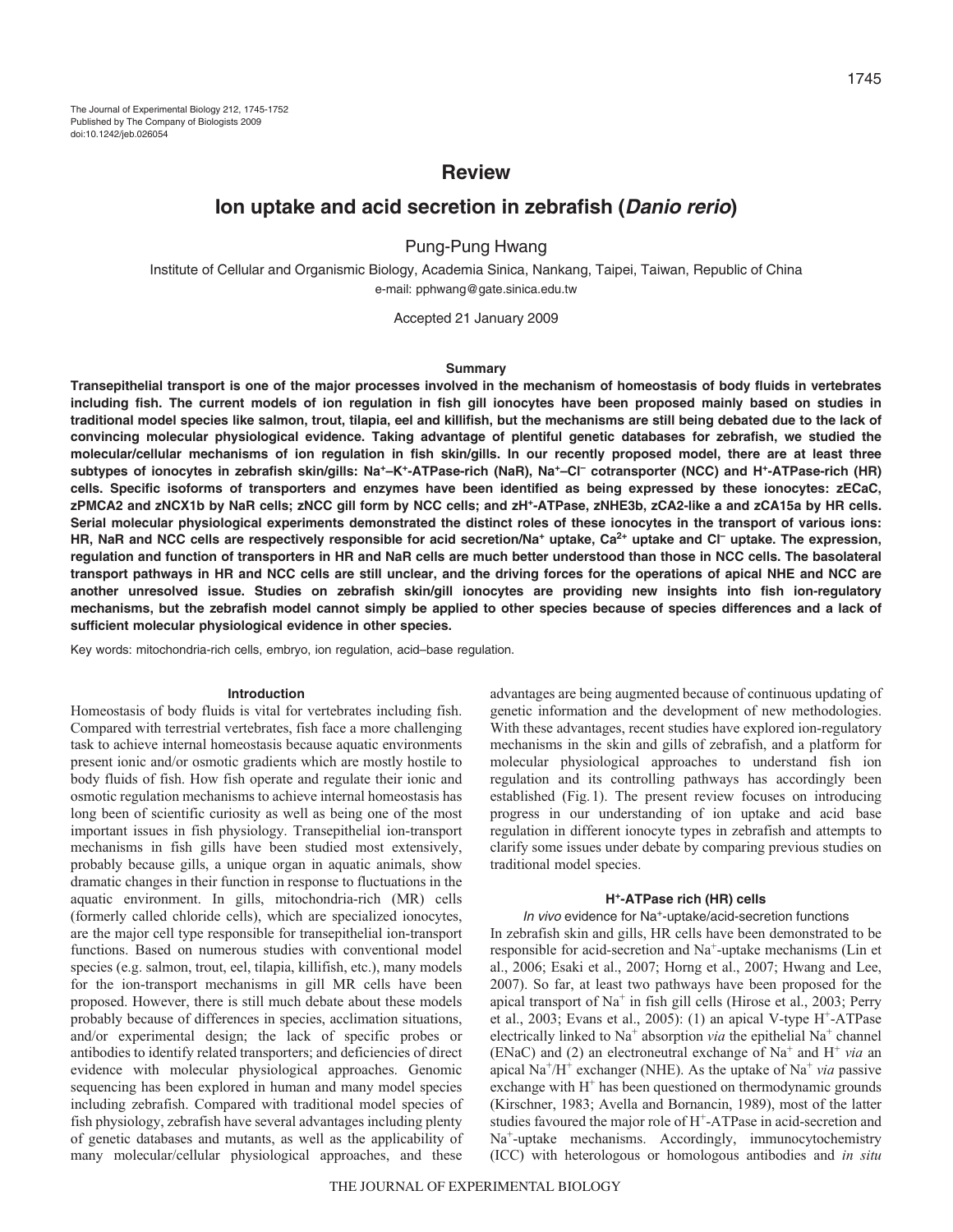# Review

## Ion uptake and acid secretion in zebrafish (*Danio rerio*)

Pung-Pung Hwang

Institute of Cellular and Organismic Biology, Academia Sinica, Nankang, Taipei, Taiwan, Republic of China

e-mail: pphwang@gate.sinica.edu.tw

Accepted 21 January 2009

### Summary

**Transepithelial transport is one of the major processes involved in the mechanism of homeostasis of body fluids in vertebrates including fish. The current models of ion regulation in fish gill ionocytes have been proposed mainly based on studies in traditional model species like salmon, trout, tilapia, eel and killifish, but the mechanisms are still being debated due to the lack of convincing molecular physiological evidence. Taking advantage of plentiful genetic databases for zebrafish, we studied the molecular/cellular mechanisms of ion regulation in fish skin/gills. In our recently proposed model, there are at least three subtypes of ionocytes in zebrafish skin/gills: $Na^+$–$K^+$-ATPase-rich (NaR), $Na^+$–$Cl^-$ cotransporter (NCC) and $H^+$-ATPase-rich (HR) cells. Specific isoforms of transporters and enzymes have been identified as being expressed by these ionocytes: zECaC, zPMCA2 and zNCX1b by NaR cells; zNCC gill form by NCC cells; and z$H^+$-ATPase, zNHE3b, zCA2-like a and zCA15a by HR cells. Serial molecular physiological experiments demonstrated the distinct roles of these ionocytes in the transport of various ions: HR, NaR and NCC cells are respectively responsible for acid secretion/$Na^+$ uptake, $Ca^{2+}$ uptake and $Cl^-$ uptake. The expression, regulation and function of transporters in HR and NaR cells are much better understood than those in NCC cells. The basolateral transport pathways in HR and NCC cells are still unclear, and the driving forces for the operations of apical NHE and NCC are another unresolved issue. Studies on zebrafish skin/gill ionocytes are providing new insights into fish ion-regulatory mechanisms, but the zebrafish model cannot simply be applied to other species because of species differences and a lack of sufficient molecular physiological evidence in other species.**

Key words: mitochondria-rich cells, embryo, ion regulation, acid–base regulation.

### Introduction

Homeostasis of body fluids is vital for vertebrates including fish. Compared with terrestrial vertebrates, fish face a more challenging task to achieve internal homeostasis because aquatic environments present ionic and/or osmotic gradients which are mostly hostile to body fluids of fish. How fish operate and regulate their ionic and osmotic regulation mechanisms to achieve internal homeostasis has long been of scientific curiosity as well as being one of the most important issues in fish physiology. Transepithelial ion-transport mechanisms in fish gills have been studied most extensively, probably because gills, a unique organ in aquatic animals, show dramatic changes in their function in response to fluctuations in the aquatic environment. In gills, mitochondria-rich (MR) cells (formerly called chloride cells), which are specialized ionocytes, are the major cell type responsible for transepithelial ion-transport functions. Based on numerous studies with conventional model species (e.g. salmon, trout, eel, tilapia, killifish, etc.), many models for the ion-transport mechanisms in gill MR cells have been proposed. However, there is still much debate about these models probably because of differences in species, acclimation situations, and/or experimental design; the lack of specific probes or antibodies to identify related transporters; and deficiencies of direct evidence with molecular physiological approaches. Genomic sequencing has been explored in human and many model species including zebrafish. Compared with traditional model species of fish physiology, zebrafish have several advantages including plenty of genetic databases and mutants, as well as the applicability of many molecular/cellular physiological approaches, and these advantages are being augmented because of continuous updating of genetic information and the development of new methodologies. With these advantages, recent studies have explored ion-regulatory mechanisms in the skin and gills of zebrafish, and a platform for molecular physiological approaches to understand fish ion regulation and its controlling pathways has accordingly been established (Fig. 1). The present review focuses on introducing progress in our understanding of ion uptake and acid base regulation in different ionocyte types in zebrafish and attempts to clarify some issues under debate by comparing previous studies on traditional model species.

### $H^+$-ATPase rich (HR) cells

#### *In vivo* evidence for $Na^+$-uptake/acid-secretion functions

In zebrafish skin and gills, HR cells have been demonstrated to be responsible for acid-secretion and $Na^+$-uptake mechanisms (Lin et al., 2006; Esaki et al., 2007; Horng et al., 2007; Hwang and Lee, 2007). So far, at least two pathways have been proposed for the apical transport of $Na^+$ in fish gill cells (Hirose et al., 2003; Perry et al., 2003; Evans et al., 2005): (1) an apical V-type $H^+$-ATPase electrically linked to $Na^+$ absorption *via* the epithelial $Na^+$ channel (ENaC) and (2) an electroneutral exchange of $Na^+$ and $H^+$ *via* an apical $Na^+$/$H^+$ exchanger (NHE). As the uptake of $Na^+$ *via* passive exchange with $H^+$ has been questioned on thermodynamic grounds (Kirschner, 1983; Avella and Bornancin, 1989), most of the latter studies favoured the major role of $H^+$-ATPase in acid-secretion and $Na^+$-uptake mechanisms. Accordingly, immunocytochemistry (ICC) with heterologous or homologous antibodies and *in situ*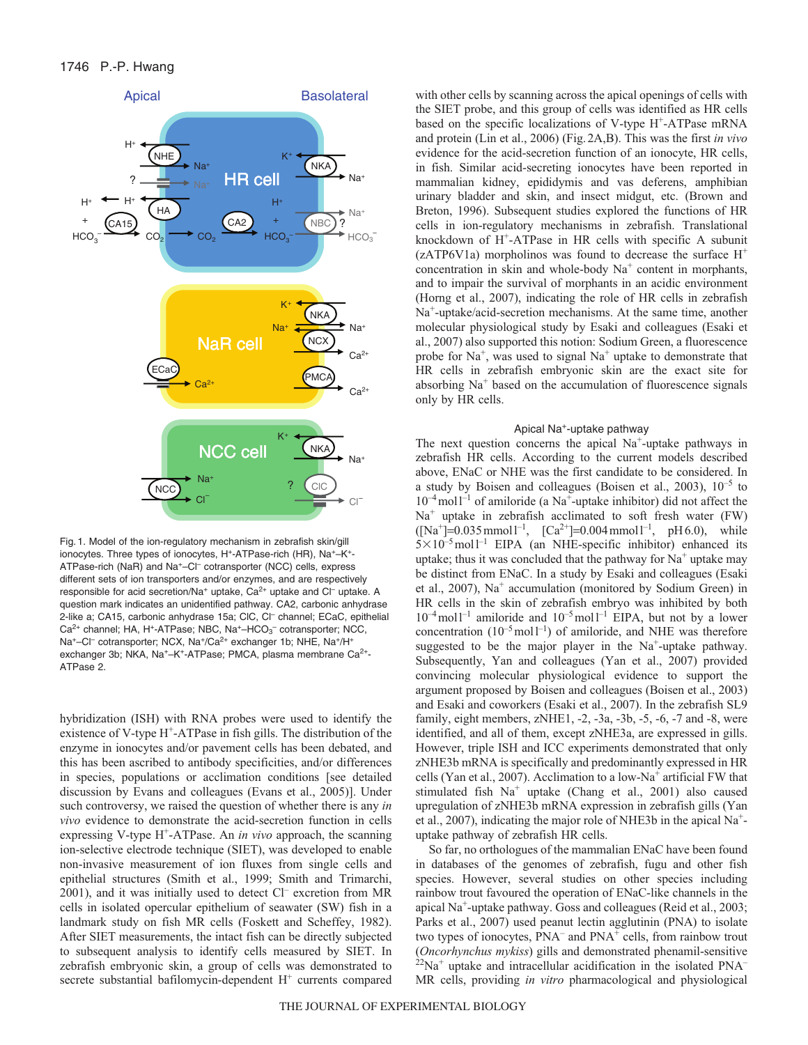Fig. 1. Model of the ion-regulatory mechanism in zebrafish skin/gill ionocytes. Three types of ionocytes, $H^+$-ATPase-rich (HR), $Na^+$–$K^+$-ATPase-rich (NaR) and $Na^+$–$Cl^-$ cotransporter (NCC) cells, express different sets of ion transporters and/or enzymes, and are respectively responsible for acid secretion/$Na^+$ uptake, $Ca^{2+}$ uptake and $Cl^-$ uptake. A question mark indicates an unidentified pathway. CA2, carbonic anhydrase 2-like a; CA15, carbonic anhydrase 15a; ClC, $Cl^-$ channel; ECaC, epithelial $Ca^{2+}$ channel; HA, $H^+$-ATPase; NBC, $Na^+$–$HCO_3^-$ cotransporter; NCC, $Na^+$–$Cl^-$ cotransporter; NCX, $Na^+$/$Ca^{2+}$ exchanger 1b; NHE, $Na^+$/$H^+$ exchanger 3b; NKA, $Na^+$–$K^+$-ATPase; PMCA, plasma membrane $Ca^{2+}$-ATPase 2.

hybridization (ISH) with RNA probes were used to identify the existence of V-type $H^+$-ATPase in fish gills. The distribution of the enzyme in ionocytes and/or pavement cells has been debated, and this has been ascribed to antibody specificities, and/or differences in species, populations or acclimation conditions [see detailed discussion by Evans and colleagues (Evans et al., 2005)]. Under such controversy, we raised the question of whether there is any *in vivo* evidence to demonstrate the acid-secretion function in cells expressing V-type $H^+$-ATPase. An *in vivo* approach, the scanning ion-selective electrode technique (SIET), was developed to enable non-invasive measurement of ion fluxes from single cells and epithelial structures (Smith et al., 1999; Smith and Trimarchi, 2001), and it was initially used to detect $Cl^-$ excretion from MR cells in isolated opercular epithelium of seawater (SW) fish in a landmark study on fish MR cells (Foskett and Scheffey, 1982). After SIET measurements, the intact fish can be directly subjected to subsequent analysis to identify cells measured by SIET. In zebrafish embryonic skin, a group of cells was demonstrated to secrete substantial bafilomycin-dependent $H^+$ currents compared with other cells by scanning across the apical openings of cells with the SIET probe, and this group of cells was identified as HR cells based on the specific localizations of V-type $H^+$-ATPase mRNA and protein (Lin et al., 2006) (Fig. 2A,B). This was the first *in vivo* evidence for the acid-secretion function of an ionocyte, HR cells, in fish. Similar acid-secreting ionocytes have been reported in mammalian kidney, epididymis and vas deferens, amphibian urinary bladder and skin, and insect midgut, etc. (Brown and Breton, 1996). Subsequent studies explored the functions of HR cells in ion-regulatory mechanisms in zebrafish. Translational knockdown of $H^+$-ATPase in HR cells with specific A subunit (zATP6V1a) morpholinos was found to decrease the surface $H^+$ concentration in skin and whole-body $Na^+$ content in morphants, and to impair the survival of morphants in an acidic environment (Horng et al., 2007), indicating the role of HR cells in zebrafish $Na^+$-uptake/acid-secretion mechanisms. At the same time, another molecular physiological study by Esaki and colleagues (Esaki et al., 2007) also supported this notion: Sodium Green, a fluorescence probe for $Na^+$, was used to signal $Na^+$ uptake to demonstrate that HR cells in zebrafish embryonic skin are the exact site for absorbing $Na^+$ based on the accumulation of fluorescence signals only by HR cells.

### Apical $Na^+$-uptake pathway

The next question concerns the apical $Na^+$-uptake pathways in zebrafish HR cells. According to the current models described above, ENaC or NHE was the first candidate to be considered. In a study by Boisen and colleagues (Boisen et al., 2003), $10^{-5}$ to $10^{-4}\,mol\,l^{-1}$ of amiloride (a $Na^+$-uptake inhibitor) did not affect the $Na^+$ uptake in zebrafish acclimated to soft fresh water (FW) ($[Na^+]=0.035\,mmol\,l^{-1}$, $[Ca^{2+}]=0.004\,mmol\,l^{-1}$, pH 6.0), while $5\times10^{-5}\,mol\,l^{-1}$ EIPA (an NHE-specific inhibitor) enhanced its uptake; thus it was concluded that the pathway for $Na^+$ uptake may be distinct from ENaC. In a study by Esaki and colleagues (Esaki et al., 2007), $Na^+$ accumulation (monitored by Sodium Green) in HR cells in the skin of zebrafish embryo was inhibited by both $10^{-4}\,mol\,l^{-1}$ amiloride and $10^{-5}\,mol\,l^{-1}$ EIPA, but not by a lower concentration ($10^{-5}\,mol\,l^{-1}$) of amiloride, and NHE was therefore suggested to be the major player in the $Na^+$-uptake pathway. Subsequently, Yan and colleagues (Yan et al., 2007) provided convincing molecular physiological evidence to support the argument proposed by Boisen and colleagues (Boisen et al., 2003) and Esaki and coworkers (Esaki et al., 2007). In the zebrafish SL9 family, eight members, zNHE1, -2, -3a, -3b, -5, -6, -7 and -8, were identified, and all of them, except zNHE3a, are expressed in gills. However, triple ISH and ICC experiments demonstrated that only zNHE3b mRNA is specifically and predominantly expressed in HR cells (Yan et al., 2007). Acclimation to a low-$Na^+$ artificial FW that stimulated fish $Na^+$ uptake (Chang et al., 2001) also caused upregulation of zNHE3b mRNA expression in zebrafish gills (Yan et al., 2007), indicating the major role of NHE3b in the apical $Na^+$-uptake pathway of zebrafish HR cells.

So far, no orthologues of the mammalian ENaC have been found in databases of the genomes of zebrafish, fugu and other fish species. However, several studies on other species including rainbow trout favoured the operation of ENaC-like channels in the apical $Na^+$-uptake pathway. Goss and colleagues (Reid et al., 2003; Parks et al., 2007) used peanut lectin agglutinin (PNA) to isolate two types of ionocytes, PNA$^-$ and PNA$^+$ cells, from rainbow trout (*Oncorhynchus mykiss*) gills and demonstrated phenamil-sensitive $^{22}Na^+$ uptake and intracellular acidification in the isolated PNA$^-$ MR cells, providing *in vitro* pharmacological and physiological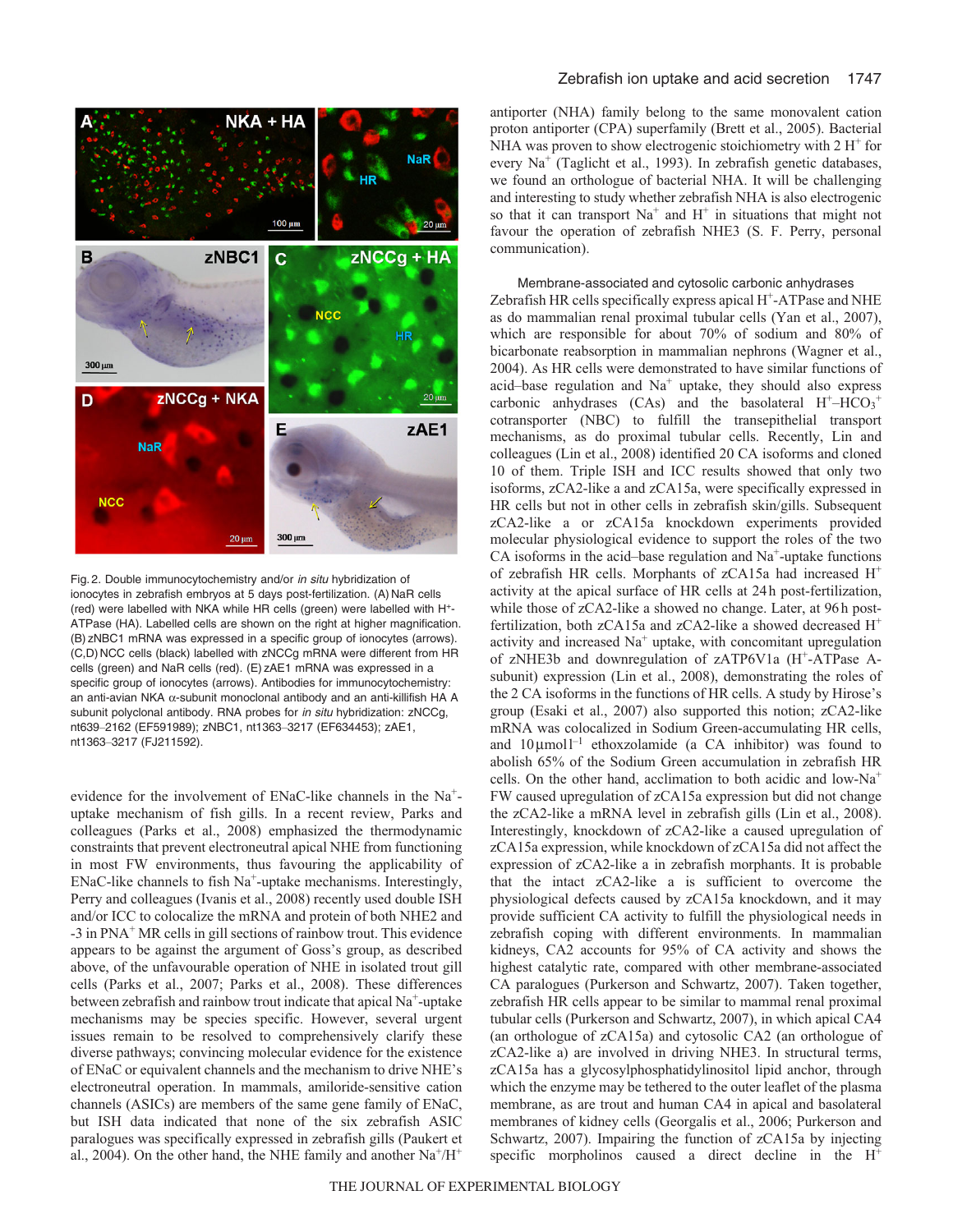Fig. 2. Double immunocytochemistry and/or *in situ* hybridization of ionocytes in zebrafish embryos at 5 days post-fertilization. (A) NaR cells (red) were labelled with NKA while HR cells (green) were labelled with $H^+$-ATPase (HA). Labelled cells are shown on the right at higher magnification. (B) zNBC1 mRNA was expressed in a specific group of ionocytes (arrows). (C,D) NCC cells (black) labelled with zNCCg mRNA were different from HR cells (green) and NaR cells (red). (E) zAE1 mRNA was expressed in a specific group of ionocytes (arrows). Antibodies for immunocytochemistry: an anti-avian NKA α-subunit monoclonal antibody and an anti-killifish HA A subunit polyclonal antibody. RNA probes for *in situ* hybridization: zNCCg, nt639–2162 (EF591989); zNBC1, nt1363–3217 (EF634453); zAE1, nt1363–3217 (FJ211592).

evidence for the involvement of ENaC-like channels in the $Na^+$-uptake mechanism of fish gills. In a recent review, Parks and colleagues (Parks et al., 2008) emphasized the thermodynamic constraints that prevent electroneutral apical NHE from functioning in most FW environments, thus favouring the applicability of ENaC-like channels to fish $Na^+$-uptake mechanisms. Interestingly, Perry and colleagues (Ivanis et al., 2008) recently used double ISH and/or ICC to colocalize the mRNA and protein of both NHE2 and -3 in $PNA^+$ MR cells in gill sections of rainbow trout. This evidence appears to be against the argument of Goss's group, as described above, of the unfavourable operation of NHE in isolated trout gill cells (Parks et al., 2007; Parks et al., 2008). These differences between zebrafish and rainbow trout indicate that apical $Na^+$-uptake mechanisms may be species specific. However, several urgent issues remain to be resolved to comprehensively clarify these diverse pathways; convincing molecular evidence for the existence of ENaC or equivalent channels and the mechanism to drive NHE's electroneutral operation. In mammals, amiloride-sensitive cation channels (ASICs) are members of the same gene family of ENaC, but ISH data indicated that none of the six zebrafish ASIC paralogues was specifically expressed in zebrafish gills (Paukert et al., 2004). On the other hand, the NHE family and another $Na^+/H^+$ antiporter (NHA) family belong to the same monovalent cation proton antiporter (CPA) superfamily (Brett et al., 2005). Bacterial NHA was proven to show electrogenic stoichiometry with 2 $H^+$ for every $Na^+$ (Taglicht et al., 1993). In zebrafish databases, we found an orthologue of bacterial NHA. It will be challenging and interesting to study whether zebrafish NHA is also electrogenic so that it can transport $Na^+$ and $H^+$ in situations that might not favour the operation of zebrafish NHE3 (S. F. Perry, personal communication).

### Membrane-associated and cytosolic carbonic anhydrases

Zebrafish HR cells specifically express apical $H^+$-ATPase and NHE as do mammalian renal proximal tubular cells (Yan et al., 2007), which are responsible for about 70% of sodium and 80% of bicarbonate reabsorption in mammalian nephrons (Wagner et al., 2004). As HR cells were demonstrated to have similar functions of acid–base regulation and $Na^+$ uptake, they should also express carbonic anhydrases (CAs) and the basolateral $H^+$–$HCO_3^+$ cotransporter (NBC) to fulfill the transepithelial transport mechanisms, as do proximal tubular cells. Recently, Lin and colleagues (Lin et al., 2008) identified 20 CA isoforms and cloned 10 of them. Triple ISH and ICC results showed that only two isoforms, zCA2-like a and zCA15a, were specifically expressed in HR cells but not in other cells in zebrafish skin/gills. Subsequent zCA2-like a or zCA15a knockdown experiments provided molecular physiological evidence to support the roles of the two CA isoforms in the acid–base regulation and $Na^+$-uptake functions of zebrafish HR cells. Morphants of zCA15a had increased $H^+$ activity at the apical surface of HR cells at 24 h post-fertilization, while those of zCA2-like a showed no change. Later, at 96 h post-fertilization, both zCA15a and zCA2-like a showed decreased $H^+$ activity and increased $Na^+$ uptake, with concomitant upregulation of zNHE3b and downregulation of zATP6V1a ($H^+$-ATPase A-subunit) expression (Lin et al., 2008), demonstrating the roles of the 2 CA isoforms in the functions of HR cells. A study by Hirose's group (Esaki et al., 2007) also supported this notion; zCA2-like mRNA was colocalized in Sodium Green-accumulating HR cells, and 10 μmol l$^{-1}$ ethoxzolamide (a CA inhibitor) was found to abolish 65% of the Sodium Green accumulation in zebrafish HR cells. On the other hand, acclimation to both acidic and low-$Na^+$ FW caused upregulation of zCA15a expression but did not change the zCA2-like a mRNA level in zebrafish gills (Lin et al., 2008). Interestingly, knockdown of zCA2-like a caused upregulation of zCA15a expression, while knockdown of zCA15a did not affect the expression of zCA2-like a in zebrafish morphants. It is probable that the intact zCA2-like a is sufficient to overcome the physiological defects caused by zCA15a knockdown, and it may provide sufficient CA activity to fulfill the physiological needs in zebrafish coping with different environments. In mammalian kidneys, CA2 accounts for 95% of CA activity and shows the highest catalytic rate, compared with other membrane-associated CA paralogues (Purkerson and Schwartz, 2007). Taken together, zebrafish HR cells appear to be similar to mammal renal proximal tubular cells (Purkerson and Schwartz, 2007), in which apical CA4 (an orthologue of zCA15a) and cytosolic CA2 (an orthologue of zCA2-like a) are involved in driving NHE3. In structural terms, zCA15a has a glycosylphosphatidylinositol lipid anchor, through which the enzyme may be tethered to the outer leaflet of the plasma membrane, as are trout and human CA4 in apical and basolateral membranes of kidney cells (Georgalis et al., 2006; Purkerson and Schwartz, 2007). Impairing the function of zCA15a by injecting specific morpholinos caused a direct decline in the $H^+$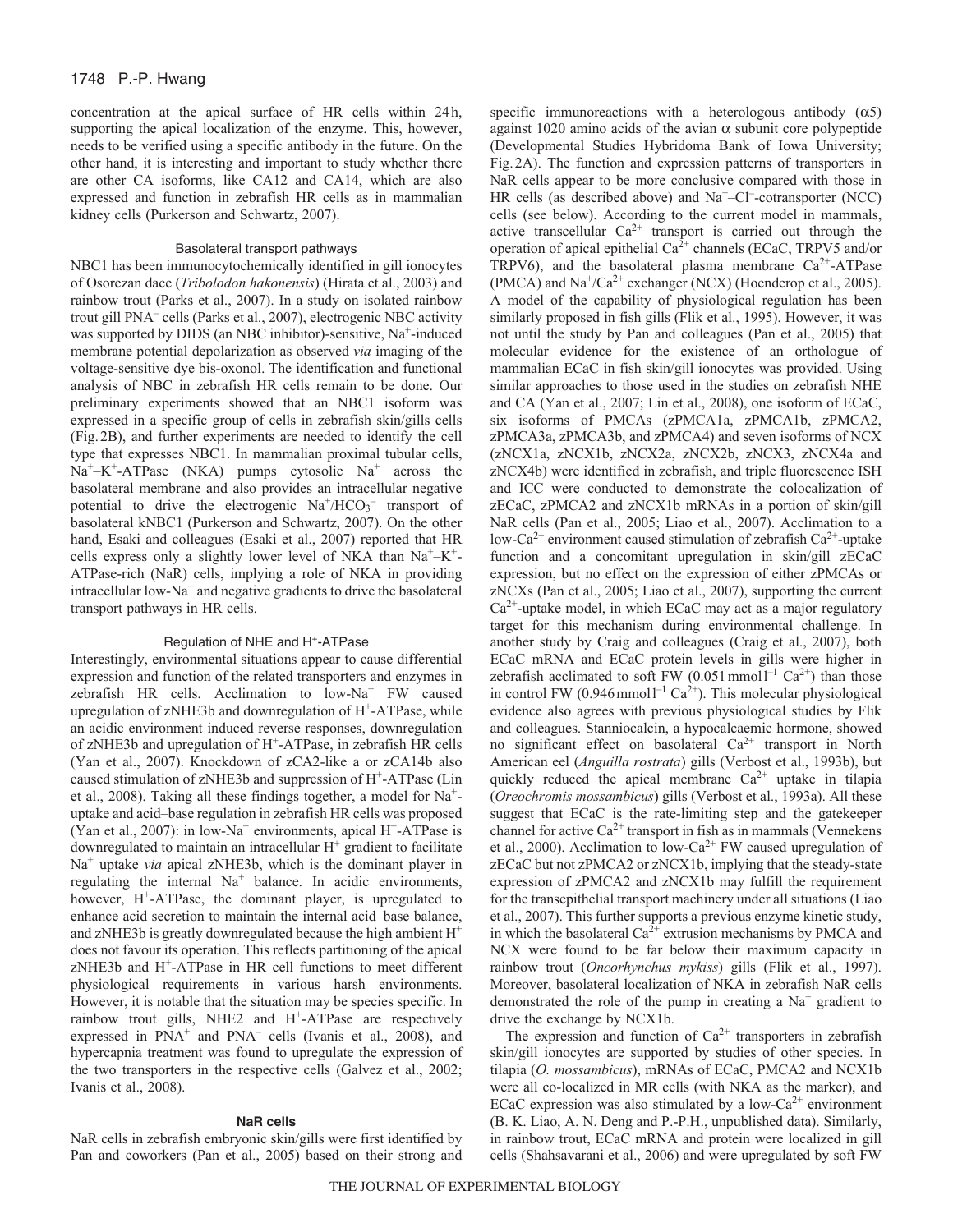concentration at the apical surface of HR cells within 24 h, supporting the apical localization of the enzyme. This, however, needs to be verified using a specific antibody in the future. On the other hand, it is interesting and important to study whether there are other CA isoforms, like CA12 and CA14, which are also expressed and function in zebrafish HR cells as in mammalian kidney cells (Purkerson and Schwartz, 2007).

### Basolateral transport pathways

NBC1 has been immunocytochemically identified in gill ionocytes of Osorezan dace (*Tribolodon hakonensis*) (Hirata et al., 2003) and rainbow trout (Parks et al., 2007). In a study on isolated rainbow trout gill PNA$^-$ cells (Parks et al., 2007), electrogenic NBC activity was supported by DIDS (an NBC inhibitor)-sensitive, $Na^+$-induced membrane potential depolarization as observed *via* imaging of the voltage-sensitive dye bis-oxonol. The identification and functional analysis of NBC in zebrafish HR cells remain to be done. Our preliminary experiments showed that an NBC1 isoform was expressed in a specific group of cells in zebrafish skin/gills cells (Fig. 2B), and further experiments are needed to identify the cell type that expresses NBC1. In mammalian proximal tubular cells, $Na^+$–$K^+$-ATPase (NKA) pumps cytosolic $Na^+$ across the basolateral membrane and also provides an intracellular negative potential to drive the electrogenic $Na^+/HCO_3^-$ transport of basolateral kNBC1 (Purkerson and Schwartz, 2007). On the other hand, Esaki and colleagues (Esaki et al., 2007) reported that HR cells express only a slightly lower level of NKA than $Na^+$–$K^+$-ATPase-rich (NaR) cells, implying a role of NKA in providing intracellular low-$Na^+$ and negative gradients to drive the basolateral transport pathways in HR cells.

### Regulation of NHE and $H^+$-ATPase

Interestingly, environmental situations appear to cause differential expression and function of the related transporters and enzymes in zebrafish HR cells. Acclimation to low-$Na^+$ FW caused upregulation of zNHE3b and downregulation of $H^+$-ATPase, while an acidic environment induced reverse responses, downregulation of zNHE3b and upregulation of $H^+$-ATPase, in zebrafish HR cells (Yan et al., 2007). Knockdown of zCA2-like a or zCA14b also caused stimulation of zNHE3b and suppression of $H^+$-ATPase (Lin et al., 2008). Taking all these findings together, a model for $Na^+$-uptake and acid–base regulation in zebrafish HR cells was proposed (Yan et al., 2007): in low-$Na^+$ environments, apical $H^+$-ATPase is downregulated to maintain an intracellular $H^+$ gradient to facilitate $Na^+$ uptake *via* apical zNHE3b, which is the dominant player in regulating the internal $Na^+$ balance. In acidic environments, however, $H^+$-ATPase, the dominant player, is upregulated to enhance acid secretion to maintain the internal acid–base balance, and zNHE3b is greatly downregulated because the high ambient $H^+$ does not favour its operation. This reflects partitioning of the apical zNHE3b and $H^+$-ATPase in HR cell functions to meet different physiological requirements in various harsh environments. However, it is notable that the situation may be species specific. In rainbow trout gills, NHE2 and $H^+$-ATPase are respectively expressed in PNA$^+$ and PNA$^-$ cells (Ivanis et al., 2008), and hypercapnia treatment was found to upregulate the expression of the two transporters in the respective cells (Galvez et al., 2002; Ivanis et al., 2008).

## NaR cells

NaR cells in zebrafish embryonic skin/gills were first identified by Pan and coworkers (Pan et al., 2005) based on their strong and specific immunoreactions with a heterologous antibody ($\alpha5$) against 1020 amino acids of the avian $\alpha$ subunit core polypeptide (Developmental Studies Hybridoma Bank of Iowa University; Fig. 2A). The function and expression patterns of transporters in NaR cells appear to be more conclusive compared with those in HR cells (as described above) and $Na^+$–$Cl^-$-cotransporter (NCC) cells (see below). According to the current model in mammals, active transcellular $Ca^{2+}$ transport is carried out through the operation of apical epithelial $Ca^{2+}$ channels (ECaC, TRPV5 and/or TRPV6), and the basolateral plasma membrane $Ca^{2+}$-ATPase (PMCA) and $Na^+/Ca^{2+}$ exchanger (NCX) (Hoenderop et al., 2005). A model of the capability of physiological regulation has been similarly proposed in fish gills (Flik et al., 1995). However, it was not until the study by Pan and colleagues (Pan et al., 2005) that molecular evidence for the existence of an orthologue of mammalian ECaC in fish skin/gill ionocytes was provided. Using similar approaches to those used in the studies on zebrafish NHE and CA (Yan et al., 2007; Lin et al., 2008), one isoform of ECaC, six isoforms of PMCAs (zPMCA1a, zPMCA1b, zPMCA2, zPMCA3a, zPMCA3b, and zPMCA4) and seven isoforms of NCX (zNCX1a, zNCX1b, zNCX2a, zNCX2b, zNCX3, zNCX4a and zNCX4b) were identified in zebrafish, and triple fluorescence ISH and ICC were conducted to demonstrate the colocalization of zECaC, zPMCA2 and zNCX1b mRNAs in a portion of skin/gill NaR cells (Pan et al., 2005; Liao et al., 2007). Acclimation to a low-$Ca^{2+}$ environment caused stimulation of zebrafish $Ca^{2+}$-uptake function and a concomitant upregulation in skin/gill zECaC expression, but no effect on the expression of either zPMCAs or zNCXs (Pan et al., 2005; Liao et al., 2007), supporting the current $Ca^{2+}$-uptake model, in which ECaC may act as a major regulatory target for this mechanism during environmental challenge. In another study by Craig and colleagues (Craig et al., 2007), both ECaC mRNA and ECaC protein levels in gills were higher in zebrafish acclimated to soft FW ($0.051\ mmol\ l^{-1}\ Ca^{2+}$) than those in control FW ($0.946\ mmol\ l^{-1}\ Ca^{2+}$). This molecular physiological evidence also agrees with previous physiological studies by Flik and colleagues. Stanniocalcin, a hypocalcaemic hormone, showed no significant effect on basolateral $Ca^{2+}$ transport in North American eel (*Anguilla rostrata*) gills (Verbost et al., 1993b), but quickly reduced the apical membrane $Ca^{2+}$ uptake in tilapia (*Oreochromis mossambicus*) gills (Verbost et al., 1993a). All these suggest that ECaC is the rate-limiting step and the gatekeeper channel for active $Ca^{2+}$ transport in fish as in mammals (Vennekens et al., 2000). Acclimation to low-$Ca^{2+}$ FW caused upregulation of zECaC but not zPMCA2 or zNCX1b, implying that the steady-state expression of zPMCA2 and zNCX1b may fulfill the requirement for the transepithelial transport machinery under all situations (Liao et al., 2007). This further supports a previous enzyme kinetic study, in which the basolateral $Ca^{2+}$ extrusion mechanisms by PMCA and NCX were found to be far below their maximum capacity in rainbow trout (*Oncorhynchus mykiss*) gills (Flik et al., 1997). Moreover, basolateral localization of NKA in zebrafish NaR cells demonstrated the role of the pump in creating a $Na^+$ gradient to drive the exchange by NCX1b.

The expression and function of $Ca^{2+}$ transporters in zebrafish skin/gill ionocytes are supported by studies of other species. In tilapia (*O. mossambicus*), mRNAs of ECaC, PMCA2 and NCX1b were all co-localized in MR cells (with NKA as the marker), and ECaC expression was also stimulated by a low-$Ca^{2+}$ environment (B. K. Liao, A. N. Deng and P.-P.H., unpublished data). Similarly, in rainbow trout, ECaC mRNA and protein were localized in gill cells (Shahsavarani et al., 2006) and were upregulated by soft FW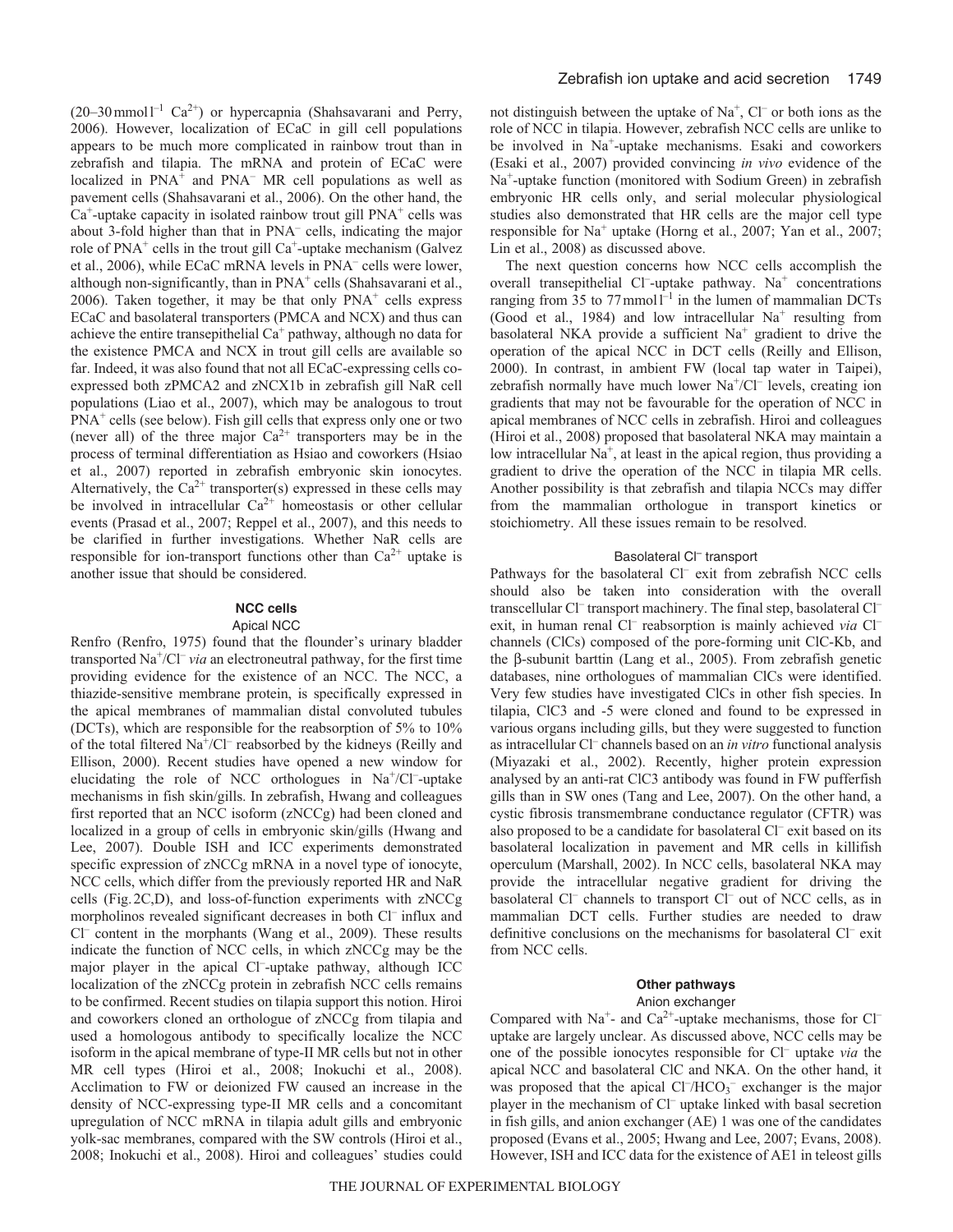(20–30 mmol l$^{-1}$ $Ca^{2+}$) or hypercapnia (Shahsavarani and Perry, 2006). However, localization of ECaC in gill cell populations appears to be much more complicated in rainbow trout than in zebrafish and tilapia. The mRNA and protein of ECaC were localized in PNA$^{+}$ and PNA$^{-}$ MR cell populations as well as pavement cells (Shahsavarani et al., 2006). On the other hand, the $Ca^{+}$-uptake capacity in isolated rainbow trout gill PNA$^{+}$ cells was about 3-fold higher than that in PNA$^{-}$ cells, indicating the major role of PNA$^{+}$ cells in the trout gill $Ca^{+}$-uptake mechanism (Galvez et al., 2006), while ECaC mRNA levels in PNA$^{-}$ cells were lower, although non-significantly, than in PNA$^{+}$ cells (Shahsavarani et al., 2006). Taken together, it may be that only PNA$^{+}$ cells express ECaC and basolateral transporters (PMCA and NCX) and thus can achieve the entire transepithelial $Ca^{+}$ pathway, although no data for the existence PMCA and NCX in trout gill cells are available so far. Indeed, it was also found that not all ECaC-expressing cells co-expressed both zPMCA2 and zNCX1b in zebrafish gill NaR cell populations (Liao et al., 2007), which may be analogous to trout PNA$^{+}$ cells (see below). Fish gill cells that express only one or two (never all) of the three major $Ca^{2+}$ transporters may be in the process of terminal differentiation as Hsiao and coworkers (Hsiao et al., 2007) reported in zebrafish embryonic skin ionocytes. Alternatively, the $Ca^{2+}$ transporter(s) expressed in these cells may be involved in intracellular $Ca^{2+}$ homeostasis or other cellular events (Prasad et al., 2007; Reppel et al., 2007), and this needs to be clarified in further investigations. Whether NaR cells are responsible for ion-transport functions other than $Ca^{2+}$ uptake is another issue that should be considered.

### NCC cells

#### Apical NCC

Renfro (Renfro, 1975) found that the flounder's urinary bladder transported $Na^{+}$/$Cl^{-}$ *via* an electroneutral pathway, for the first time providing evidence for the existence of an NCC. The NCC, a thiazide-sensitive membrane protein, is specifically expressed in the apical membranes of mammalian distal convoluted tubules (DCTs), which are responsible for the reabsorption of 5% to 10% of the total filtered $Na^{+}$/$Cl^{-}$ reabsorbed by the kidneys (Reilly and Ellison, 2000). Recent studies have opened a new window for elucidating the role of NCC orthologues in $Na^{+}$/$Cl^{-}$-uptake mechanisms in fish skin/gills. In zebrafish, Hwang and colleagues first reported that an NCC isoform (zNCCg) had been cloned and localized in a group of cells in embryonic skin/gills (Hwang and Lee, 2007). Double ISH and ICC experiments demonstrated specific expression of zNCCg mRNA in a novel type of ionocyte, NCC cells, which differ from the previously reported HR and NaR cells (Fig. 2C,D), and loss-of-function experiments with zNCCg morpholinos revealed significant decreases in both $Cl^{-}$ influx and $Cl^{-}$ content in the morphants (Wang et al., 2009). These results indicate the function of NCC cells, in which zNCCg may be the major player in the apical $Cl^{-}$-uptake pathway, although ICC localization of the zNCCg protein in zebrafish NCC cells remains to be confirmed. Recent studies on tilapia support this notion. Hiroi and coworkers cloned an orthologue of zNCCg from tilapia and used a homologous antibody to specifically localize the NCC isoform in the apical membrane of type-II MR cells but not in other MR cell types (Hiroi et al., 2008; Inokuchi et al., 2008). Acclimation to FW or deionized FW caused an increase in the density of NCC-expressing type-II MR cells and a concomitant upregulation of NCC mRNA in tilapia adult gills and embryonic yolk-sac membranes, compared with the SW controls (Hiroi et al., 2008; Inokuchi et al., 2008). Hiroi and colleagues' studies could not distinguish between the uptake of $Na^{+}$, $Cl^{-}$ or both ions as the role of NCC in tilapia. However, zebrafish NCC cells are unlike to be involved in $Na^{+}$-uptake mechanisms. Esaki and coworkers (Esaki et al., 2007) provided convincing *in vivo* evidence of the $Na^{+}$-uptake function (monitored with Sodium Green) in zebrafish embryonic HR cells only, and serial molecular physiological studies also demonstrated that HR cells are the major cell type responsible for $Na^{+}$ uptake (Horng et al., 2007; Yan et al., 2007; Lin et al., 2008) as discussed above.

The next question concerns how NCC cells accomplish the overall transepithelial $Cl^{-}$-uptake pathway. $Na^{+}$ concentrations ranging from 35 to 77 mmol l$^{-1}$ in the lumen of mammalian DCTs (Good et al., 1984) and low intracellular $Na^{+}$ resulting from basolateral NKA provide a sufficient $Na^{+}$ gradient to drive the operation of the apical NCC in DCT cells (Reilly and Ellison, 2000). In contrast, in ambient FW (local tap water in Taipei), zebrafish normally have much lower $Na^{+}$/$Cl^{-}$ levels, creating ion gradients that may not be favourable for the operation of NCC in apical membranes of NCC cells in zebrafish. Hiroi and colleagues (Hiroi et al., 2008) proposed that basolateral NKA may maintain a low intracellular $Na^{+}$, at least in the apical region, thus providing a gradient to drive the operation of the NCC in tilapia MR cells. Another possibility is that zebrafish and tilapia NCCs may differ from the mammalian orthologue in transport kinetics or stoichiometry. All these issues remain to be resolved.

#### Basolateral $Cl^{-}$ transport

Pathways for the basolateral $Cl^{-}$ exit from zebrafish NCC cells should also be taken into consideration with the overall transcellular $Cl^{-}$ transport machinery. The final step, basolateral $Cl^{-}$ exit, in human renal $Cl^{-}$ reabsorption is mainly achieved *via* $Cl^{-}$ channels (ClCs) composed of the pore-forming unit ClC-Kb, and the β-subunit barttin (Lang et al., 2005). From zebrafish genetic databases, nine orthologues of mammalian ClCs were identified. Very few studies have investigated ClCs in other fish species. In tilapia, ClC3 and -5 were cloned and found to be expressed in various organs including gills, but they were suggested to function as intracellular $Cl^{-}$ channels based on an *in vitro* functional analysis (Miyazaki et al., 2002). Recently, higher protein expression analysed by an anti-rat ClC3 antibody was found in FW pufferfish gills than in SW ones (Tang and Lee, 2007). On the other hand, a cystic fibrosis transmembrane conductance regulator (CFTR) was also proposed to be a candidate for basolateral $Cl^{-}$ exit based on its basolateral localization in pavement and MR cells in killifish operculum (Marshall, 2002). In NCC cells, basolateral NKA may provide the intracellular negative gradient for driving the basolateral $Cl^{-}$ channels to transport $Cl^{-}$ out of NCC cells, as in mammalian DCT cells. Further studies are needed to draw definitive conclusions on the mechanisms for basolateral $Cl^{-}$ exit from NCC cells.

### Other pathways

#### Anion exchanger

Compared with $Na^{+}$- and $Ca^{2+}$-uptake mechanisms, those for $Cl^{-}$ uptake are largely unclear. As discussed above, NCC cells may be one of the possible ionocytes responsible for $Cl^{-}$ uptake *via* the apical NCC and basolateral ClC and NKA. On the other hand, it was proposed that the apical $Cl^{-}$/$HCO_3^{-}$ exchanger is the major player in the mechanism of $Cl^{-}$ uptake linked with basal secretion in fish gills, and anion exchanger (AE) 1 was one of the candidates proposed (Evans et al., 2005; Hwang and Lee, 2007; Evans, 2008). However, ISH and ICC data for the existence of AE1 in teleost gills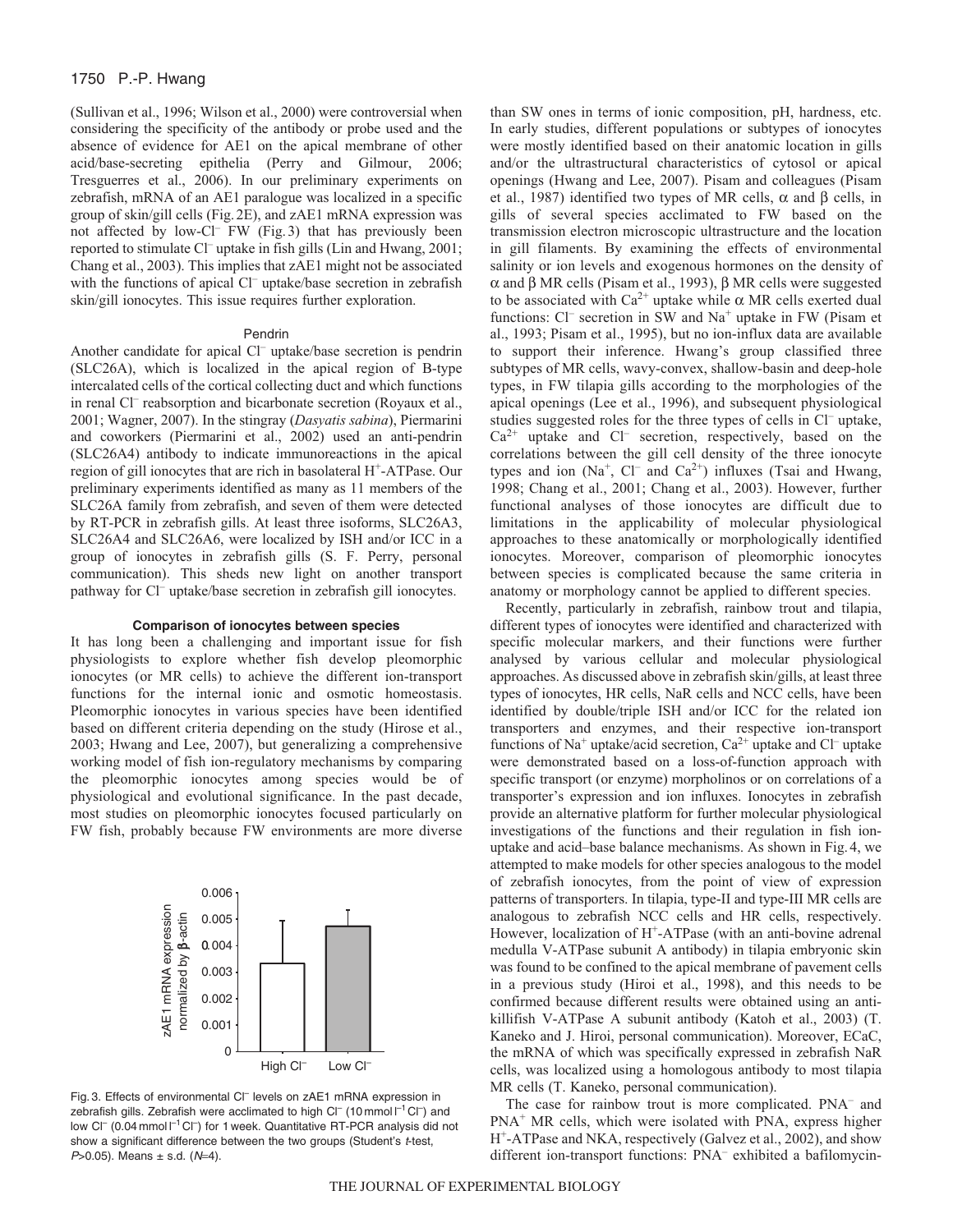(Sullivan et al., 1996; Wilson et al., 2000) were controversial when considering the specificity of the antibody or probe used and the absence of evidence for AE1 on the apical membrane of other acid/base-secreting epithelia (Perry and Gilmour, 2006; Tresguerres et al., 2006). In our preliminary experiments on zebrafish, mRNA of an AE1 paralogue was localized in a specific group of skin/gill cells (Fig. 2E), and zAE1 mRNA expression was not affected by low-$Cl^-$ FW (Fig. 3) that has previously been reported to stimulate $Cl^-$ uptake in fish gills (Lin and Hwang, 2001; Chang et al., 2003). This implies that zAE1 might not be associated with the functions of apical $Cl^-$ uptake/base secretion in zebrafish skin/gill ionocytes. This issue requires further exploration.

### Pendrin

Another candidate for apical $Cl^-$ uptake/base secretion is pendrin (SLC26A), which is localized in the apical region of B-type intercalated cells of the cortical collecting duct and which functions in renal $Cl^-$ reabsorption and bicarbonate secretion (Royaux et al., 2001; Wagner, 2007). In the stingray (*Dasyatis sabina*), Piermarini and coworkers (Piermarini et al., 2002) used an anti-pendrin (SLC26A4) antibody to indicate immunoreactions in the apical region of gill ionocytes that are rich in basolateral $H^+$-ATPase. Our preliminary experiments identified as many as 11 members of the SLC26A family from zebrafish, and seven of them were detected by RT-PCR in zebrafish gills. At least three isoforms, SLC26A3, SLC26A4 and SLC26A6, were localized by ISH and/or ICC in a group of ionocytes in zebrafish gills (S. F. Perry, personal communication). This sheds new light on another transport pathway for $Cl^-$ uptake/base secretion in zebrafish gill ionocytes.

### Comparison of ionocytes between species

It has long been a challenging and important issue for fish physiologists to explore whether fish develop pleomorphic ionocytes (or MR cells) to achieve the different ion-transport functions for the internal ionic and osmotic homeostasis. Pleomorphic ionocytes in various species have been identified based on different criteria depending on the study (Hirose et al., 2003; Hwang and Lee, 2007), but generalizing a comprehensive working model of fish ion-regulatory mechanisms by comparing the pleomorphic ionocytes among species would be of physiological and evolutionary significance. In the past decade, most studies on pleomorphic ionocytes focused particularly on FW fish, probably because FW environments are more diverse than SW ones in terms of ionic composition, pH, hardness, etc. In early studies, different populations or subtypes of ionocytes were mostly identified based on their anatomic location in gills and/or the ultrastructural characteristics of cytosol or apical openings (Hwang and Lee, 2007). Pisam and colleagues (Pisam et al., 1987) identified two types of MR cells, $\alpha$ and $\beta$ cells, in gills of several species acclimated to FW based on the transmission electron microscopic ultrastructure and the location in gill filaments. By examining the effects of environmental salinity or ion levels and exogenous hormones on the density of $\alpha$ and $\beta$ MR cells (Pisam et al., 1993), $\beta$ MR cells were suggested to be associated with $Ca^{2+}$ uptake while $\alpha$ MR cells exerted dual functions: $Cl^-$ secretion in SW and $Na^+$ uptake in FW (Pisam et al., 1993; Pisam et al., 1995), but no ion-influx data are available to support their inference. Hwang's group classified three subtypes of MR cells, wavy-convex, shallow-basin and deep-hole types, in FW tilapia gills according to the morphologies of the apical openings (Lee et al., 1996), and subsequent physiological studies suggested roles for the three types of cells in $Cl^-$ uptake, $Ca^{2+}$ uptake and $Cl^-$ secretion, respectively, based on the correlations between the gill cell density of the three ionocyte types and ion ($Na^+$, $Cl^-$ and $Ca^{2+}$) influxes (Tsai and Hwang, 1998; Chang et al., 2001; Chang et al., 2003). However, further functional analyses of those ionocytes are difficult due to limitations in the applicability of molecular physiological approaches to these anatomically or morphologically identified ionocytes. Moreover, comparison of pleomorphic ionocytes between species is complicated because the same criteria in anatomy or morphology cannot be applied to different species.

Recently, particularly in zebrafish, rainbow trout and tilapia, different types of ionocytes were identified and characterized with specific molecular markers, and their functions were further analysed by various cellular and molecular physiological approaches. As discussed above in zebrafish skin/gills, at least three types of ionocytes, HR cells, NaR cells and NCC cells, have been identified by double/triple ISH and/or ICC for the related ion transporters and enzymes, and their respective ion-transport functions of $Na^+$ uptake/acid secretion, $Ca^{2+}$ uptake and $Cl^-$ uptake were demonstrated based on a loss-of-function approach with specific transport (or enzyme) morpholinos or on correlations of a transporter's expression and ion influxes. Ionocytes in zebrafish provide an alternative platform for further molecular physiological investigations of the functions and their regulation in fish ion-uptake and acid–base balance mechanisms. As shown in Fig. 4, we attempted to make models for other species analogous to the model of zebrafish ionocytes, from the point of view of expression patterns of transporters. In tilapia, type-II and type-III MR cells are analogous to zebrafish NCC cells and HR cells, respectively. However, localization of $H^+$-ATPase (with an anti-bovine adrenal medulla V-ATPase subunit A antibody) in tilapia embryonic skin was found to be confined to the apical membrane of pavement cells in a previous study (Hiroi et al., 1998), and this needs to be confirmed because different results were obtained using an anti-killifish V-ATPase A subunit antibody (Katoh et al., 2003) (T. Kaneko and J. Hiroi, personal communication). Moreover, ECaC, the mRNA of which was specifically expressed in zebrafish NaR cells, was localized using a homologous antibody to most tilapia MR cells (T. Kaneko, personal communication).

The case for rainbow trout is more complicated. $PNA^-$ and $PNA^+$ MR cells, which were isolated with PNA, express higher $H^+$-ATPase and NKA, respectively (Galvez et al., 2002), and show different ion-transport functions: $PNA^-$ exhibited a bafilomycin-

| | zAE1 mRNA expression normalized by β-actin |
|---|---|
| High $Cl^-$ | ~0.0033 |
| Low $Cl^-$ | ~0.0047 |

Fig. 3. Effects of environmental $Cl^-$ levels on zAE1 mRNA expression in zebrafish gills. Zebrafish were acclimated to high $Cl^-$ (10 mmol $l^{-1}$ $Cl^-$) and low $Cl^-$ (0.04 mmol $l^{-1}$ $Cl^-$) for 1 week. Quantitative RT-PCR analysis did not show a significant difference between the two groups (Student's *t*-test, $P>0.05$). Means ± s.d. ($N$=4).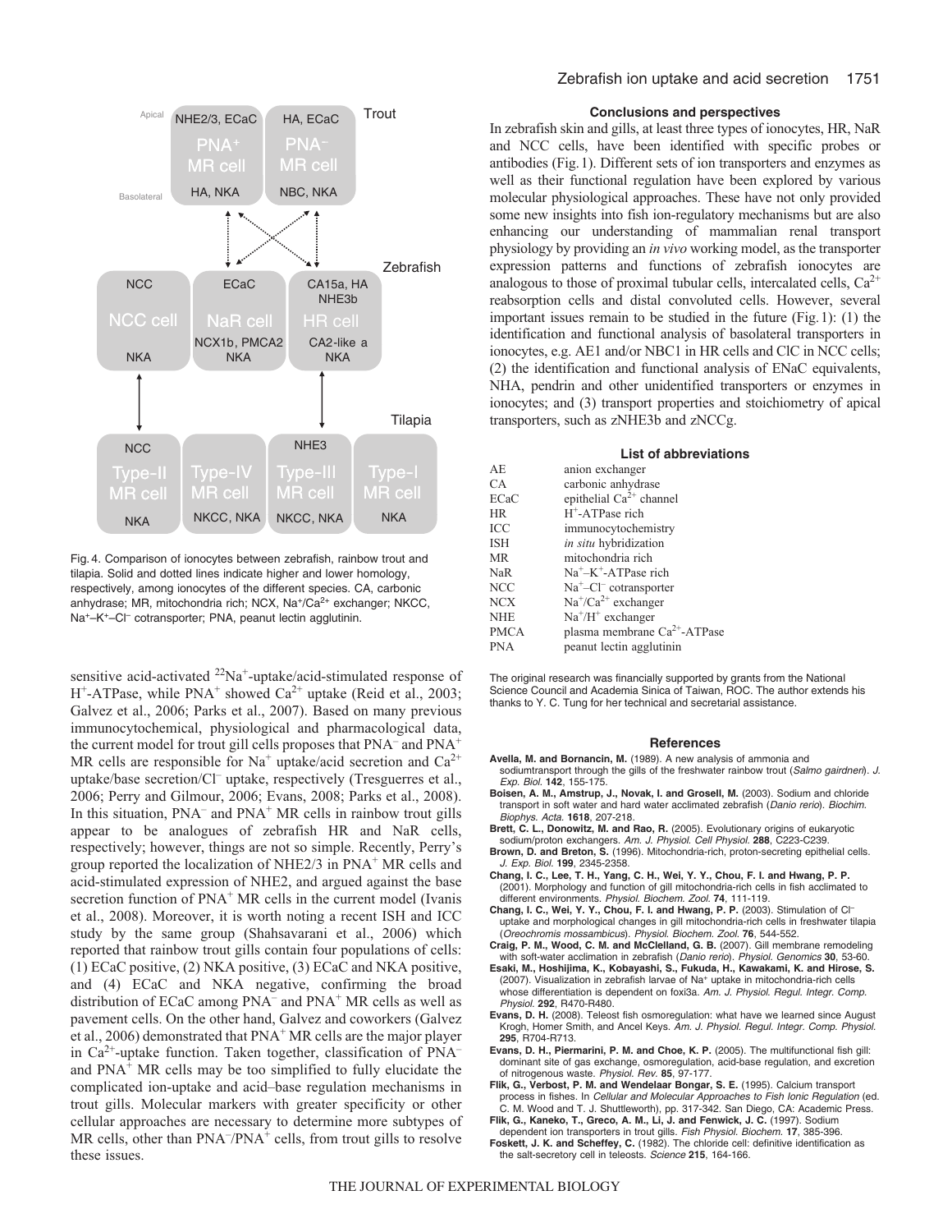Fig. 4. Comparison of ionocytes between zebrafish, rainbow trout and tilapia. Solid and dotted lines indicate higher and lower homology, respectively, among ionocytes of the different species. CA, carbonic anhydrase; MR, mitochondria rich; NCX, $Na^+/Ca^{2+}$ exchanger; NKCC, $Na^+$–$K^+$–$Cl^-$ cotransporter; PNA, peanut lectin agglutinin.

sensitive acid-activated $^{22}Na^+$-uptake/acid-stimulated response of $H^+$-ATPase, while PNA$^+$ showed $Ca^{2+}$ uptake (Reid et al., 2003; Galvez et al., 2006; Parks et al., 2007). Based on many previous immunocytochemical, physiological and pharmacological data, the current model for trout gill cells proposes that PNA$^-$ and PNA$^+$ MR cells are responsible for $Na^+$ uptake/acid secretion and $Ca^{2+}$ uptake/base secretion/$Cl^-$ uptake, respectively (Tresguerres et al., 2006; Perry and Gilmour, 2006; Evans, 2008; Parks et al., 2008). In this situation, PNA$^-$ and PNA$^+$ MR cells in rainbow trout gills appear to be analogues of zebrafish HR and NaR cells, respectively; however, things are not so simple. Recently, Perry's group reported the localization of NHE2/3 in PNA$^+$ MR cells and acid-stimulated expression of NHE2, and argued against the base secretion function of PNA$^+$ MR cells in the current model (Ivanis et al., 2008). Moreover, it is worth noting a recent ISH and ICC study by the same group (Shahsavarani et al., 2006) which reported that rainbow trout gills contain four populations of cells: (1) ECaC positive, (2) NKA positive, (3) ECaC and NKA positive, and (4) ECaC and NKA negative, confirming the broad distribution of ECaC among PNA$^-$ and PNA$^+$ MR cells as well as pavement cells. On the other hand, Galvez and coworkers (Galvez et al., 2006) demonstrated that PNA$^+$ MR cells are the major player in $Ca^{2+}$-uptake function. Taken together, classification of PNA$^-$ and PNA$^+$ MR cells may be too simplified to fully elucidate the complicated ion-uptake and acid–base regulation mechanisms in trout gills. Molecular markers with greater specificity or other cellular approaches are necessary to determine more subtypes of MR cells, other than PNA$^-$/PNA$^+$ cells, from trout gills to resolve these issues.

## Conclusions and perspectives

In zebrafish skin and gills, at least three types of ionocytes, HR, NaR and NCC cells, have been identified with specific probes or antibodies (Fig. 1). Different sets of ion transporters and enzymes as well as their functional regulation have been explored by various molecular physiological approaches. These have not only provided some new insights into fish ion-regulatory mechanisms but are also enhancing our understanding of mammalian renal transport physiology by providing an *in vivo* working model, as the transporter expression patterns and functions of zebrafish ionocytes are analogous to those of proximal tubular cells, intercalated cells, $Ca^{2+}$ reabsorption cells and distal convoluted cells. However, several important issues remain to be studied in the future (Fig. 1): (1) the identification and functional analysis of basolateral transporters in ionocytes, e.g. AE1 and/or NBC1 in HR cells and ClC in NCC cells; (2) the identification and functional analysis of ENaC equivalents, NHA, pendrin and other unidentified transporters or enzymes in ionocytes; and (3) transport properties and stoichiometry of apical transporters, such as zNHE3b and zNCCg.

## List of abbreviations

| | |
|---|---|
| AE | anion exchanger |
| CA | carbonic anhydrase |
| ECaC | epithelial $Ca^{2+}$ channel |
| HR | $H^+$-ATPase rich |
| ICC | immunocytochemistry |
| ISH | *in situ* hybridization |
| MR | mitochondria rich |
| NaR | $Na^+$–$K^+$-ATPase rich |
| NCC | $Na^+$–$Cl^-$ cotransporter |
| NCX | $Na^+/Ca^{2+}$ exchanger |
| NHE | $Na^+/H^+$ exchanger |
| PMCA | plasma membrane $Ca^{2+}$-ATPase |
| PNA | peanut lectin agglutinin |

The original research was financially supported by grants from the National Science Council and Academia Sinica of Taiwan, ROC. The author extends his thanks to Y. C. Tung for her technical and secretarial assistance.

## References

**Avella, M. and Bornancin, M.** (1989). A new analysis of ammonia and sodiumtransport through the gills of the freshwater rainbow trout (*Salmo gairdneri*). *J. Exp. Biol.* **142**, 155-175.

**Boisen, A. M., Amstrup, J., Novak, I. and Grosell, M.** (2003). Sodium and chloride transport in soft water and hard water acclimated zebrafish (*Danio rerio*). *Biochim. Biophys. Acta.* **1618**, 207-218.

**Brett, C. L., Donowitz, M. and Rao, R.** (2005). Evolutionary origins of eukaryotic sodium/proton exchangers. *Am. J. Physiol. Cell Physiol.* **288**, C223-C239.

**Brown, D. and Breton, S.** (1996). Mitochondria-rich, proton-secreting epithelial cells. *J. Exp. Biol.* **199**, 2345-2358.

**Chang, I. C., Lee, T. H., Yang, C. H., Wei, Y. Y., Chou, F. I. and Hwang, P. P.** (2001). Morphology and function of gill mitochondria-rich cells in fish acclimated to different environments. *Physiol. Biochem. Zool.* **74**, 111-119.

**Chang, I. C., Wei, Y. Y., Chou, F. I. and Hwang, P. P.** (2003). Stimulation of $Cl^-$ uptake and morphological changes in gill mitochondria-rich cells in freshwater tilapia (*Oreochromis mossambicus*). *Physiol. Biochem. Zool.* **76**, 544-552.

**Craig, P. M., Wood, C. M. and McClelland, G. B.** (2007). Gill membrane remodeling with soft-water acclimation in zebrafish (*Danio rerio*). *Physiol. Genomics* **30**, 53-60.

**Esaki, M., Hoshijima, K., Kobayashi, S., Fukuda, H., Kawakami, K. and Hirose, S.** (2007). Visualization in zebrafish larvae of $Na^+$ uptake in mitochondria-rich cells whose differentiation is dependent on foxi3a. *Am. J. Physiol. Regul. Integr. Comp. Physiol.* **292**, R470-R480.

**Evans, D. H.** (2008). Teleost fish osmoregulation: what have we learned since August Krogh, Homer Smith, and Ancel Keys. *Am. J. Physiol. Regul. Integr. Comp. Physiol.* **295**, R704-R713.

**Evans, D. H., Piermarini, P. M. and Choe, K. P.** (2005). The multifunctional fish gill: dominant site of gas exchange, osmoregulation, acid-base regulation, and excretion of nitrogenous waste. *Physiol. Rev.* **85**, 97-177.

**Flik, G., Verbost, P. M. and Wendelaar Bongar, S. E.** (1995). Calcium transport process in fishes. In *Cellular and Molecular Approaches to Fish Ionic Regulation* (ed. C. M. Wood and T. J. Shuttleworth), pp. 317-342. San Diego, CA: Academic Press.

**Flik, G., Kaneko, T., Greco, A. M., Li, J. and Fenwick, J. C.** (1997). Sodium dependent ion transporters in trout gills. *Fish Physiol. Biochem.* **17**, 385-396.

**Foskett, J. K. and Scheffey, C.** (1982). The chloride cell: definitive identification as the salt-secretory cell in teleosts. *Science* **215**, 164-166.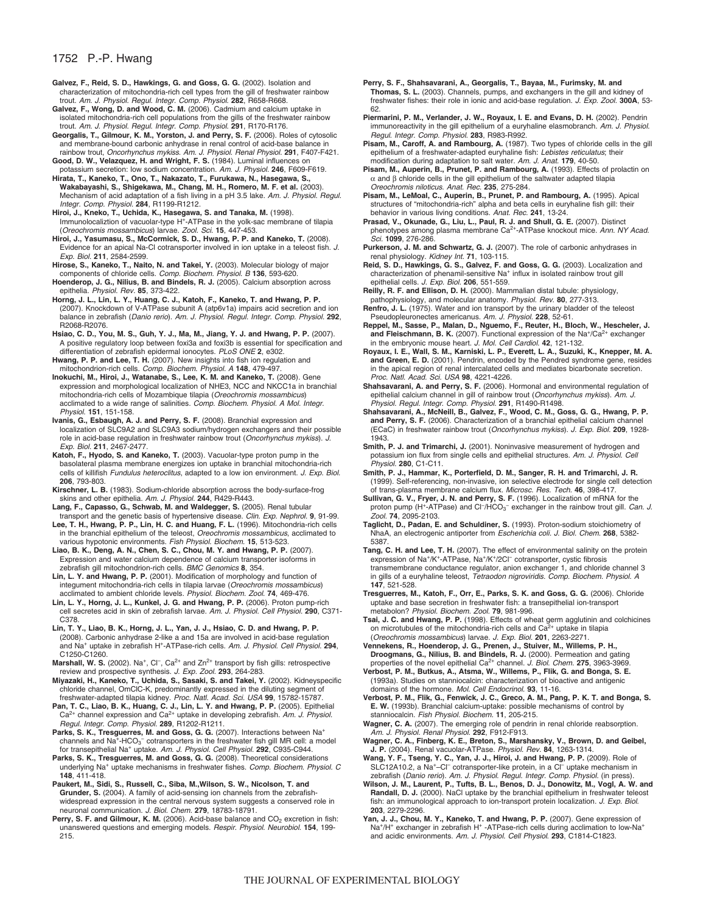**Galvez, F., Reid, S. D., Hawkings, G. and Goss, G. G.** (2002). Isolation and characterization of mitochondria-rich cell types from the gill of freshwater rainbow trout. *Am. J. Physiol. Regul. Integr. Comp. Physiol.* **282**, R658-R668.

**Galvez, F., Wong, D. and Wood, C. M.** (2006). Cadmium and calcium uptake in isolated mitochondria-rich cell populations from the gills of the freshwater rainbow trout. *Am. J. Physiol. Regul. Integr. Comp. Physiol.* **291**, R170-R176.

**Georgalis, T., Gilmour, K. M., Yorston, J. and Perry, S. F.** (2006). Roles of cytosolic and membrane-bound carbonic anhydrase in renal control of acid-base balance in rainbow trout, *Oncorhynchus mykiss*. *Am. J. Physiol. Renal Physiol.* **291**, F407-F421.

**Good, D. W., Velazquez, H. and Wright, F. S.** (1984). Luminal influences on potassium secretion: low sodium concentration. *Am. J. Physiol.* **246**, F609-F619.

**Hirata, T., Kaneko, T., Ono, T., Nakazato, T., Furukawa, N., Hasegawa, S., Wakabayashi, S., Shigekawa, M., Chang, M. H., Romero, M. F. et al.** (2003). Mechanism of acid adaptation of a fish living in a pH 3.5 lake. *Am. J. Physiol. Regul. Integr. Comp. Physiol.* **284**, R1199-R1212.

**Hiroi, J., Kneko, T., Uchida, K., Hasegawa, S. and Tanaka, M.** (1998). Immunolocaliztion of vacuolar-type $H^+$-ATPase in the yolk-sac membrane of tilapia (*Oreochromis mossambicus*) larvae. *Zool. Sci.* **15**, 447-453.

**Hiroi, J., Yasumasu, S., McCormick, S. D., Hwang, P. P. and Kaneko, T.** (2008). Evidence for an apical Na-Cl cotransporter involved in ion uptake in a teleost fish. *J. Exp. Biol.* **211**, 2584-2599.

**Hirose, S., Kaneko, T., Naito, N. and Takei, Y.** (2003). Molecular biology of major components of chloride cells. *Comp. Biochem. Physiol. B* **136**, 593-620.

**Hoenderop, J. G., Nilius, B. and Bindels, R. J.** (2005). Calcium absorption across epithelia. *Physiol. Rev.* **85**, 373-422.

**Horng, J. L., Lin, L. Y., Huang, C. J., Katoh, F., Kaneko, T. and Hwang, P. P.** (2007). Knockdown of V-ATPase subunit A (atp6v1a) impairs acid secretion and ion balance in zebrafish (*Danio rerio*). *Am. J. Physiol. Regul. Integr. Comp. Physiol.* **292**, R2068-R2076.

**Hsiao, C. D., You, M. S., Guh, Y. J., Ma, M., Jiang, Y. J. and Hwang, P. P.** (2007). A positive regulatory loop between foxi3a and foxi3b is essential for specification and differentiation of zebrafish epidermal ionocytes. *PLoS ONE* **2**, e302.

**Hwang, P. P. and Lee, T. H.** (2007). New insights into fish ion regulation and mitochondrion-rich cells. *Comp. Biochem. Physiol. A* **148**, 479-497.

**Inokuchi, M., Hiroi, J., Watanabe, S., Lee, K. M. and Kaneko, T.** (2008). Gene expression and morphological localization of NHE3, NCC and NKCC1a in branchial mitochondria-rich cells of Mozambique tilapia (*Oreochromis mossambicus*) acclimated to a wide range of salinities. *Comp. Biochem. Physiol. A Mol. Integr. Physiol.* **151**, 151-158.

**Ivanis, G., Esbaugh, A. J. and Perry, S. F.** (2008). Branchial expression and localization of SLC9A2 and SLC9A3 sodium/hydrogen exchangers and their possible role in acid-base regulation in freshwater rainbow trout (*Oncorhynchus mykiss*). *J. Exp. Biol.* **211**, 2467-2477.

**Katoh, F., Hyodo, S. and Kaneko, T.** (2003). Vacuolar-type proton pump in the basolateral plasma membrane energizes ion uptake in branchial mitochondria-rich cells of killifish *Fundulus heteroclitus*, adapted to a low ion environment. *J. Exp. Biol.* **206**, 793-803.

**Kirschner, L. B.** (1983). Sodium-chloride absorption across the body-surface-frog skins and other epithelia. *Am. J. Physiol.* **244**, R429-R443.

**Lang, F., Capasso, G., Schwab, M. and Waldegger, S.** (2005). Renal tubular transport and the genetic basis of hypertensive disease. *Clin. Exp. Nephrol.* **9**, 91-99.

**Lee, T. H., Hwang, P. P., Lin, H. C. and Huang, F. L.** (1996). Mitochondria-rich cells in the branchial epithelium of the teleost, *Oreochromis mossambicus*, acclimated to various hypotonic environments. *Fish Physiol. Biochem.* **15**, 513-523.

**Liao, B. K., Deng, A. N., Chen, S. C., Chou, M. Y. and Hwang, P. P.** (2007). Expression and water calcium dependence of calcium transporter isoforms in zebrafish gill mitochondrion-rich cells. *BMC Genomics* **8**, 354.

**Lin, L. Y. and Hwang, P. P.** (2001). Modification of morphology and function of integument mitochondria-rich cells in tilapia larvae (*Oreochromis mossambicus*) acclimated to ambient chloride levels. *Physiol. Biochem. Zool.* **74**, 469-476.

**Lin, L. Y., Horng, J. L., Kunkel, J. G. and Hwang, P. P.** (2006). Proton pump-rich cell secretes acid in skin of zebrafish larvae. *Am. J. Physiol. Cell Physiol.* **290**, C371-C378.

**Lin, T. Y., Liao, B. K., Horng, J. L., Yan, J. J., Hsiao, C. D. and Hwang, P. P.** (2008). Carbonic anhydrase 2-like a and 15a are involved in acid-base regulation and $Na^+$ uptake in zebrafish $H^+$-ATPase-rich cells. *Am. J. Physiol. Cell Physiol.* **294**, C1250-C1260.

**Marshall, W. S.** (2002). $Na^+$, $Cl^-$, $Ca^{2+}$ and $Zn^{2+}$ transport by fish gills: retrospective review and prospective synthesis. *J. Exp. Zool.* **293**, 264-283.

**Miyazaki, H., Kaneko, T., Uchida, S., Sasaki, S. and Takei, Y.** (2002). Kidneyspecific chloride channel, OmClC-K, predominantly expressed in the diluting segment of freshwater-adapted tilapia kidney. *Proc. Natl. Acad. Sci. USA* **99**, 15782-15787.

**Pan, T. C., Liao, B. K., Huang, C. J., Lin, L. Y. and Hwang, P. P.** (2005). Epithelial $Ca^{2+}$ channel expression and $Ca^{2+}$ uptake in developing zebrafish. *Am. J. Physiol. Regul. Integr. Comp. Physiol.* **289**, R1202-R1211.

**Parks, S. K., Tresguerres, M. and Goss, G. G.** (2007). Interactions between $Na^+$ channels and $Na^+$-$HCO_3^-$ cotransporters in the freshwater fish gill MR cell: a model for transepithelial $Na^+$ uptake. *Am. J. Physiol. Cell Physiol.* **292**, C935-C944.

**Parks, S. K., Tresguerres, M. and Goss, G. G.** (2008). Theoretical considerations underlying $Na^+$ uptake mechanisms in freshwater fishes. *Comp. Biochem. Physiol. C* **148**, 411-418.

**Paukert, M., Sidi, S., Russell, C., Siba, M.,Wilson, S. W., Nicolson, T. and Grunder, S.** (2004). A family of acid-sensing ion channels from the zebrafish-widespread expression in the central nervous system suggests a conserved role in neuronal communication. *J. Biol. Chem.* **279**, 18783-18791.

**Perry, S. F. and Gilmour, K. M.** (2006). Acid-base balance and $CO_2$ excretion in fish: unanswered questions and emerging models. *Respir. Physiol. Neurobiol.* **154**, 199-215.

**Perry, S. F., Shahsavarani, A., Georgalis, T., Bayaa, M., Furimsky, M. and Thomas, S. L.** (2003). Channels, pumps, and exchangers in the gill and kidney of freshwater fishes: their role in ionic and acid-base regulation. *J. Exp. Zool.* **300A**, 53-62.

**Piermarini, P. M., Verlander, J. W., Royaux, I. E. and Evans, D. H.** (2002). Pendrin immunoreactivity in the gill epithelium of a euryhaline elasmobranch. *Am. J. Physiol. Regul. Integr. Comp. Physiol.* **283**, R983-R992.

**Pisam, M., Caroff, A. and Rambourg, A.** (1987). Two types of chloride cells in the gill epithelium of a freshwater-adapted euryhaline fish: *Lebistes reticulatus*; their modification during adaptation to salt water. *Am. J. Anat.* **179**, 40-50.

**Pisam, M., Auperin, B., Prunet, P. and Rambourg, A.** (1993). Effects of prolactin on $\alpha$ and $\beta$ chloride cells in the gill epithelium of the saltwater adapted tilapia *Oreochromis niloticus*. *Anat. Rec.* **235**, 275-284.

**Pisam, M., LeMoal, C., Auperin, B., Prunet, P. and Rambourg, A.** (1995). Apical structures of "mitochondria-rich" alpha and beta cells in euryhaline fish gill: their behavior in various living conditions. *Anat. Rec.* **241**, 13-24.

**Prasad, V., Okunade, G., Liu, L., Paul, R. J. and Shull, G. E.** (2007). Distinct phenotypes among plasma membrane $Ca^{2+}$-ATPase knockout mice. *Ann. NY Acad. Sci.* **1099**, 276-286.

**Purkerson, J. M. and Schwartz, G. J.** (2007). The role of carbonic anhydrases in renal physiology. *Kidney Int.* **71**, 103-115.

**Reid, S. D., Hawkings, G. S., Galvez, F. and Goss, G. G.** (2003). Localization and characterization of phenamil-sensitive $Na^+$ influx in isolated rainbow trout gill epithelial cells. *J. Exp. Biol.* **206**, 551-559.

**Reilly, R. F. and Ellison, D. H.** (2000). Mammalian distal tubule: physiology, pathophysiology, and molecular anatomy. *Physiol. Rev.* **80**, 277-313.

**Renfro, J. L.** (1975). Water and ion transport by the urinary bladder of the teleost Pseudopleuronectes americanus. *Am. J. Physiol.* **228**, 52-61.

**Reppel, M., Sasse, P., Malan, D., Nguemo, F., Reuter, H., Bloch, W., Hescheler, J. and Fleischmann, B. K.** (2007). Functional expression of the $Na^+/Ca^{2+}$ exchanger in the embryonic mouse heart. *J. Mol. Cell Cardiol.* **42**, 121-132.

**Royaux, I. E., Wall, S. M., Karniski, L. P., Everett, L. A., Suzuki, K., Knepper, M. A. and Green, E. D.** (2001). Pendrin, encoded by the Pendred syndrome gene, resides in the apical region of renal intercalated cells and mediates bicarbonate secretion. *Proc. Natl. Acad. Sci. USA* **98**, 4221-4226.

**Shahsavarani, A. and Perry, S. F.** (2006). Hormonal and environmental regulation of epithelial calcium channel in gill of rainbow trout (*Oncorhynchus mykiss*). *Am. J. Physiol. Regul. Integr. Comp. Physiol.* **291**, R1490-R1498.

**Shahsavarani, A., McNeill, B., Galvez, F., Wood, C. M., Goss, G. G., Hwang, P. P. and Perry, S. F.** (2006). Characterization of a branchial epithelial calcium channel (ECaC) in freshwater rainbow trout (*Oncorhynchus mykiss*). *J. Exp. Biol.* **209**, 1928-1943.

**Smith, P. J. and Trimarchi, J.** (2001). Noninvasive measurement of hydrogen and potassium ion flux from single cells and epithelial structures. *Am. J. Physiol. Cell Physiol.* **280**, C1-C11.

**Smith, P. J., Hammar, K., Porterfield, D. M., Sanger, R. H. and Trimarchi, J. R.** (1999). Self-referencing, non-invasive, ion selective electrode for single cell detection of trans-plasma membrane calcium flux. *Microsc. Res. Tech.* **46**, 398-417.

**Sullivan, G. V., Fryer, J. N. and Perry, S. F.** (1996). Localization of mRNA for the proton pump ($H^+$-ATPase) and $Cl^-/HCO_3^-$ exchanger in the rainbow trout gill. *Can. J. Zool.* **74**, 2095-2103.

**Taglicht, D., Padan, E. and Schuldiner, S.** (1993). Proton-sodium stoichiometry of NhaA, an electrogenic antiporter from *Escherichia coli*. *J. Biol. Chem.* **268**, 5382-5387.

**Tang, C. H. and Lee, T. H.** (2007). The effect of environmental salinity on the protein expression of $Na^+/K^+$-ATPase, $Na^+/K^+/2Cl^-$ cotransporter, cystic fibrosis transmembrane conductance regulator, anion exchanger 1, and chloride channel 3 in gills of a euryhaline teleost, *Tetraodon nigroviridis*. *Comp. Biochem. Physiol. A* **147**, 521-528.

**Tresguerres, M., Katoh, F., Orr, E., Parks, S. K. and Goss, G. G.** (2006). Chloride uptake and base secretion in freshwater fish: a transepithelial ion-transport metabolon? *Physiol. Biochem. Zool.* **79**, 981-996.

**Tsai, J. C. and Hwang, P. P.** (1998). Effects of wheat germ agglutinin and colchicines on microtubules of the mitochondria-rich cells and $Ca^{2+}$ uptake in tilapia (*Oreochromis mossambicus*) larvae. *J. Exp. Biol.* **201**, 2263-2271.

**Vennekens, R., Hoenderop, J. G., Prenen, J., Stuiver, M., Willems, P. H., Droogmans, G., Nilius, B. and Bindels, R. J.** (2000). Permeation and gating properties of the novel epithelial $Ca^{2+}$ channel. *J. Biol. Chem.* **275**, 3963-3969.

**Verbost, P. M., Butkus, A., Atsma, W., Willems, P., Flik, G. and Bonga, S. E.** (1993a). Studies on stanniocalcin: characterization of bioactive and antigenic domains of the hormone. *Mol. Cell Endocrinol.* **93**, 11-16.

**Verbost, P. M., Flik, G., Fenwick, J. C., Greco, A. M., Pang, P. K. T. and Bonga, S. E. W.** (1993b). Branchial calcium-uptake: possible mechanisms of control by stanniocalcin. *Fish Physiol. Biochem.* **11**, 205-215.

**Wagner, C. A.** (2007). The emerging role of pendrin in renal chloride reabsorption. *Am. J. Physiol. Renal Physiol.* **292**, F912-F913.

**Wagner, C. A., Finberg, K. E., Breton, S., Marshansky, V., Brown, D. and Geibel, J. P.** (2004). Renal vacuolar-ATPase. *Physiol. Rev.* **84**, 1263-1314.

**Wang, Y. F., Tseng, Y. C., Yan, J. J., Hiroi, J. and Hwang, P. P.** (2009). Role of SLC12A10.2, a $Na^+$–$Cl^-$ cotransporter-like protein, in a $Cl^-$ uptake mechanism in zebrafish (*Danio rerio*). *Am. J. Physiol. Regul. Integr. Comp. Physiol.* (in press).

**Wilson, J. M., Laurent, P., Tufts, B. L., Benos, D. J., Donowitz, M., Vogl, A. W. and Randall, D. J.** (2000). NaCl uptake by the branchial epithelium in freshwater teleost fish: an immunological approach to ion-transport protein localization. *J. Exp. Biol.* **203**, 2279-2296.

**Yan, J. J., Chou, M. Y., Kaneko, T. and Hwang, P. P.** (2007). Gene expression of $Na^+/H^+$ exchanger in zebrafish $H^+$ -ATPase-rich cells during acclimation to low-$Na^+$ and acidic environments. *Am. J. Physiol. Cell Physiol.* **293**, C1814-C1823.